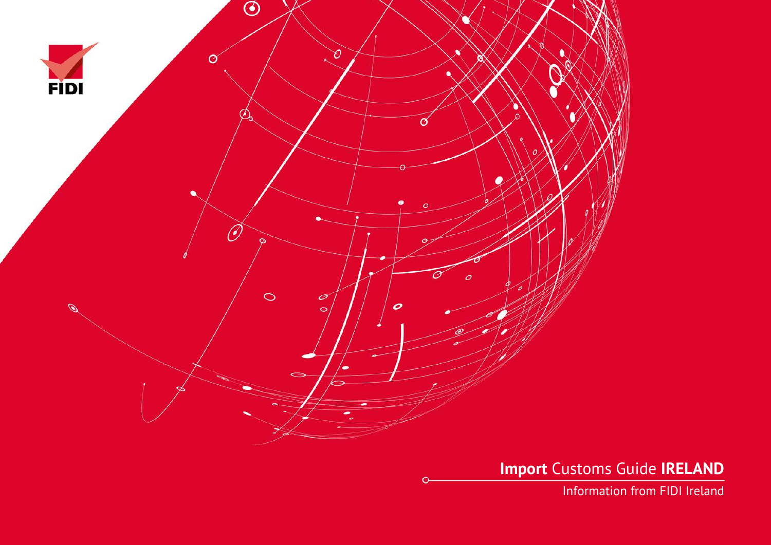FIDI

# **Import** Customs Guide **IRELAND**

Information from FIDI Ireland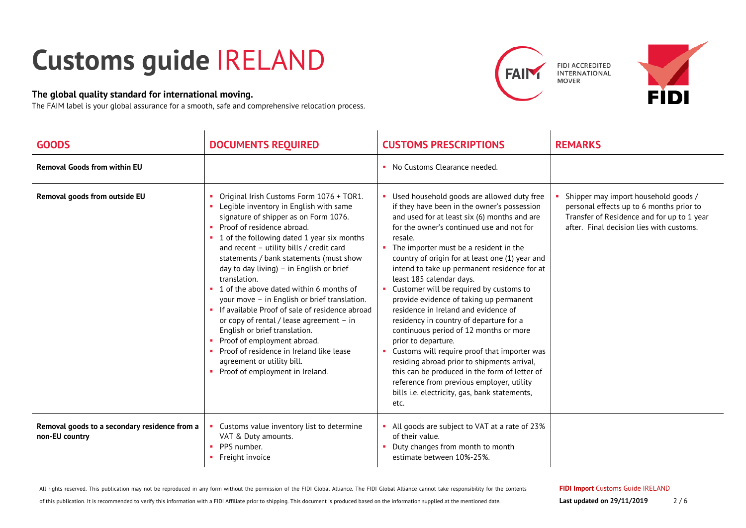# Customs guide IRELAND

**The global quality standard for international moving.**
The FAIM label is your global assurance for a smooth, safe and comprehensive relocation process.

FIDI ACCREDITED INTERNATIONAL MOVER

| GOODS | DOCUMENTS REQUIRED | CUSTOMS PRESCRIPTIONS | REMARKS |
|---|---|---|---|
| **Removal Goods from within EU** | | ▪ No Customs Clearance needed. | |
| **Removal goods from outside EU** | ▪ Original Irish Customs Form 1076 + TOR1.<br>▪ Legible inventory in English with same signature of shipper as on Form 1076.<br>▪ Proof of residence abroad.<br>▪ 1 of the following dated 1 year six months and recent – utility bills / credit card statements / bank statements (must show day to day living) – in English or brief translation.<br>▪ 1 of the above dated within 6 months of your move – in English or brief translation.<br>▪ If available Proof of sale of residence abroad or copy of rental / lease agreement – in English or brief translation.<br>▪ Proof of employment abroad.<br>▪ Proof of residence in Ireland like lease agreement or utility bill.<br>▪ Proof of employment in Ireland. | ▪ Used household goods are allowed duty free if they have been in the owner's possession and used for at least six (6) months and are for the owner's continued use and not for resale.<br>▪ The importer must be a resident in the country of origin for at least one (1) year and intend to take up permanent residence for at least 185 calendar days.<br>▪ Customer will be required by customs to provide evidence of taking up permanent residence in Ireland and evidence of residency in country of departure for a continuous period of 12 months or more prior to departure.<br>▪ Customs will require proof that importer was residing abroad prior to shipments arrival, this can be produced in the form of letter of reference from previous employer, utility bills i.e. electricity, gas, bank statements, etc. | ▪ Shipper may import household goods / personal effects up to 6 months prior to Transfer of Residence and for up to 1 year after. Final decision lies with customs. |
| **Removal goods to a secondary residence from a non-EU country** | ▪ Customs value inventory list to determine VAT & Duty amounts.<br>▪ PPS number.<br>▪ Freight invoice | ▪ All goods are subject to VAT at a rate of 23% of their value.<br>▪ Duty changes from month to month estimate between 10%-25%. | |

All rights reserved. This publication may not be reproduced in any form without the permission of the FIDI Global Alliance. The FIDI Global Alliance cannot take responsibility for the contents of this publication. It is recommended to verify this information with a FIDI Affiliate prior to shipping. This document is produced based on the information supplied at the mentioned date.

**FIDI Import** Customs Guide IRELAND
**Last updated on 29/11/2019**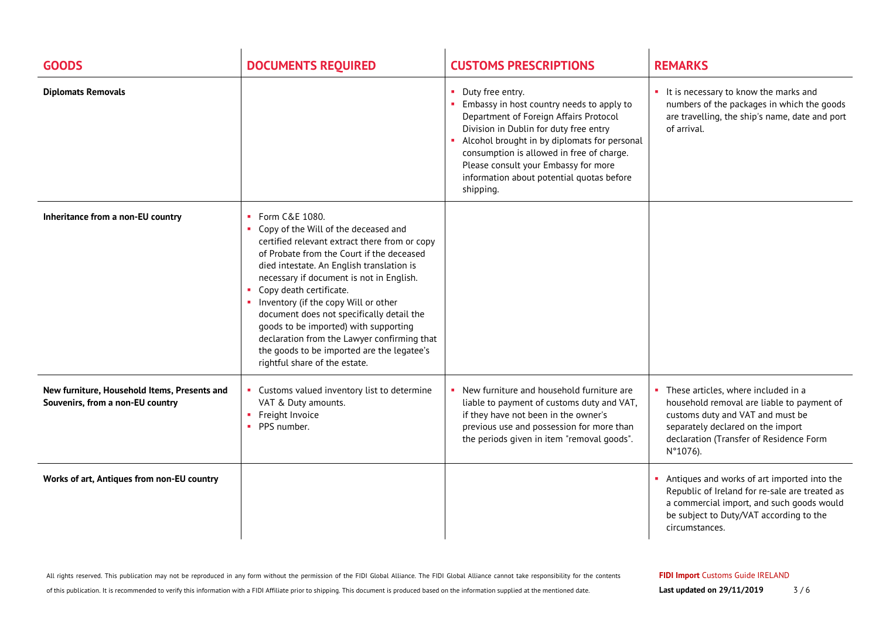| GOODS | DOCUMENTS REQUIRED | CUSTOMS PRESCRIPTIONS | REMARKS |
|---|---|---|---|
| **Diplomats Removals** | | ▪ Duty free entry.<br>▪ Embassy in host country needs to apply to Department of Foreign Affairs Protocol Division in Dublin for duty free entry<br>▪ Alcohol brought in by diplomats for personal consumption is allowed in free of charge. Please consult your Embassy for more information about potential quotas before shipping. | ▪ It is necessary to know the marks and numbers of the packages in which the goods are travelling, the ship's name, date and port of arrival. |
| **Inheritance from a non-EU country** | ▪ Form C&E 1080.<br>▪ Copy of the Will of the deceased and certified relevant extract there from or copy of Probate from the Court if the deceased died intestate. An English translation is necessary if document is not in English.<br>▪ Copy death certificate.<br>▪ Inventory (if the copy Will or other document does not specifically detail the goods to be imported) with supporting declaration from the Lawyer confirming that the goods to be imported are the legatee's rightful share of the estate. | | |
| **New furniture, Household Items, Presents and Souvenirs, from a non-EU country** | ▪ Customs valued inventory list to determine VAT & Duty amounts.<br>▪ Freight Invoice<br>▪ PPS number. | ▪ New furniture and household furniture are liable to payment of customs duty and VAT, if they have not been in the owner's previous use and possession for more than the periods given in item "removal goods". | ▪ These articles, where included in a household removal are liable to payment of customs duty and VAT and must be separately declared on the import declaration (Transfer of Residence Form N°1076). |
| **Works of art, Antiques from non-EU country** | | | ▪ Antiques and works of art imported into the Republic of Ireland for re-sale are treated as a commercial import, and such goods would be subject to Duty/VAT according to the circumstances. |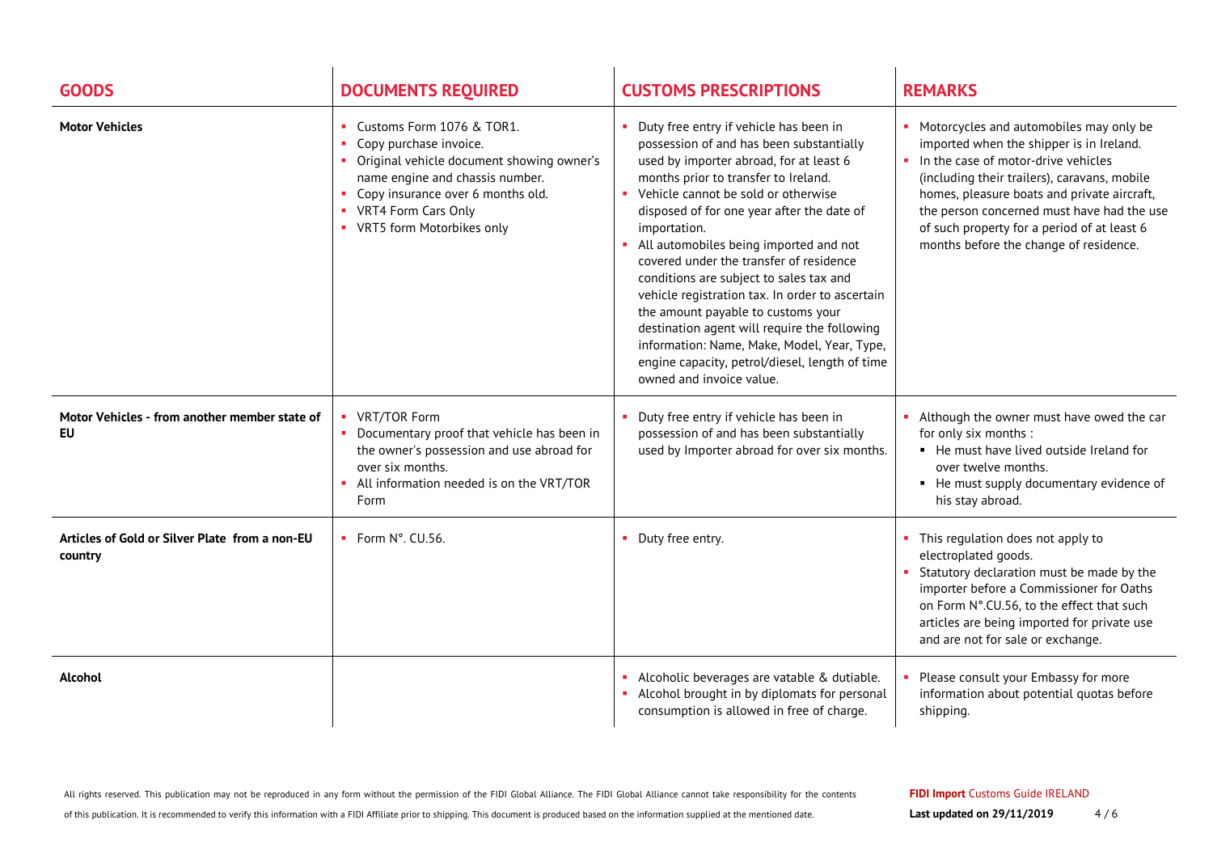| GOODS | DOCUMENTS REQUIRED | CUSTOMS PRESCRIPTIONS | REMARKS |
|---|---|---|---|
| **Motor Vehicles** | - Customs Form 1076 & TOR1.<br>- Copy purchase invoice.<br>- Original vehicle document showing owner's name engine and chassis number.<br>- Copy insurance over 6 months old.<br>- VRT4 Form Cars Only<br>- VRT5 form Motorbikes only | - Duty free entry if vehicle has been in possession of and has been substantially used by importer abroad, for at least 6 months prior to transfer to Ireland.<br>- Vehicle cannot be sold or otherwise disposed of for one year after the date of importation.<br>- All automobiles being imported and not covered under the transfer of residence conditions are subject to sales tax and vehicle registration tax. In order to ascertain the amount payable to customs your destination agent will require the following information: Name, Make, Model, Year, Type, engine capacity, petrol/diesel, length of time owned and invoice value. | - Motorcycles and automobiles may only be imported when the shipper is in Ireland.<br>- In the case of motor-drive vehicles (including their trailers), caravans, mobile homes, pleasure boats and private aircraft, the person concerned must have had the use of such property for a period of at least 6 months before the change of residence. |
| **Motor Vehicles - from another member state of EU** | - VRT/TOR Form<br>- Documentary proof that vehicle has been in the owner's possession and use abroad for over six months.<br>- All information needed is on the VRT/TOR Form | - Duty free entry if vehicle has been in possession of and has been substantially used by Importer abroad for over six months. | - Although the owner must have owed the car for only six months :<br>&nbsp;&nbsp;- He must have lived outside Ireland for over twelve months.<br>&nbsp;&nbsp;- He must supply documentary evidence of his stay abroad. |
| **Articles of Gold or Silver Plate from a non-EU country** | - Form N°. CU.56. | - Duty free entry. | - This regulation does not apply to electroplated goods.<br>- Statutory declaration must be made by the importer before a Commissioner for Oaths on Form N°.CU.56, to the effect that such articles are being imported for private use and are not for sale or exchange. |
| **Alcohol** | | - Alcoholic beverages are vatable & dutiable.<br>- Alcohol brought in by diplomats for personal consumption is allowed in free of charge. | - Please consult your Embassy for more information about potential quotas before shipping. |

All rights reserved. This publication may not be reproduced in any form without the permission of the FIDI Global Alliance. The FIDI Global Alliance cannot take responsibility for the contents of this publication. It is recommended to verify this information with a FIDI Affiliate prior to shipping. This document is produced based on the information supplied at the mentioned date.

**FIDI Import** Customs Guide IRELAND
**Last updated on 29/11/2019**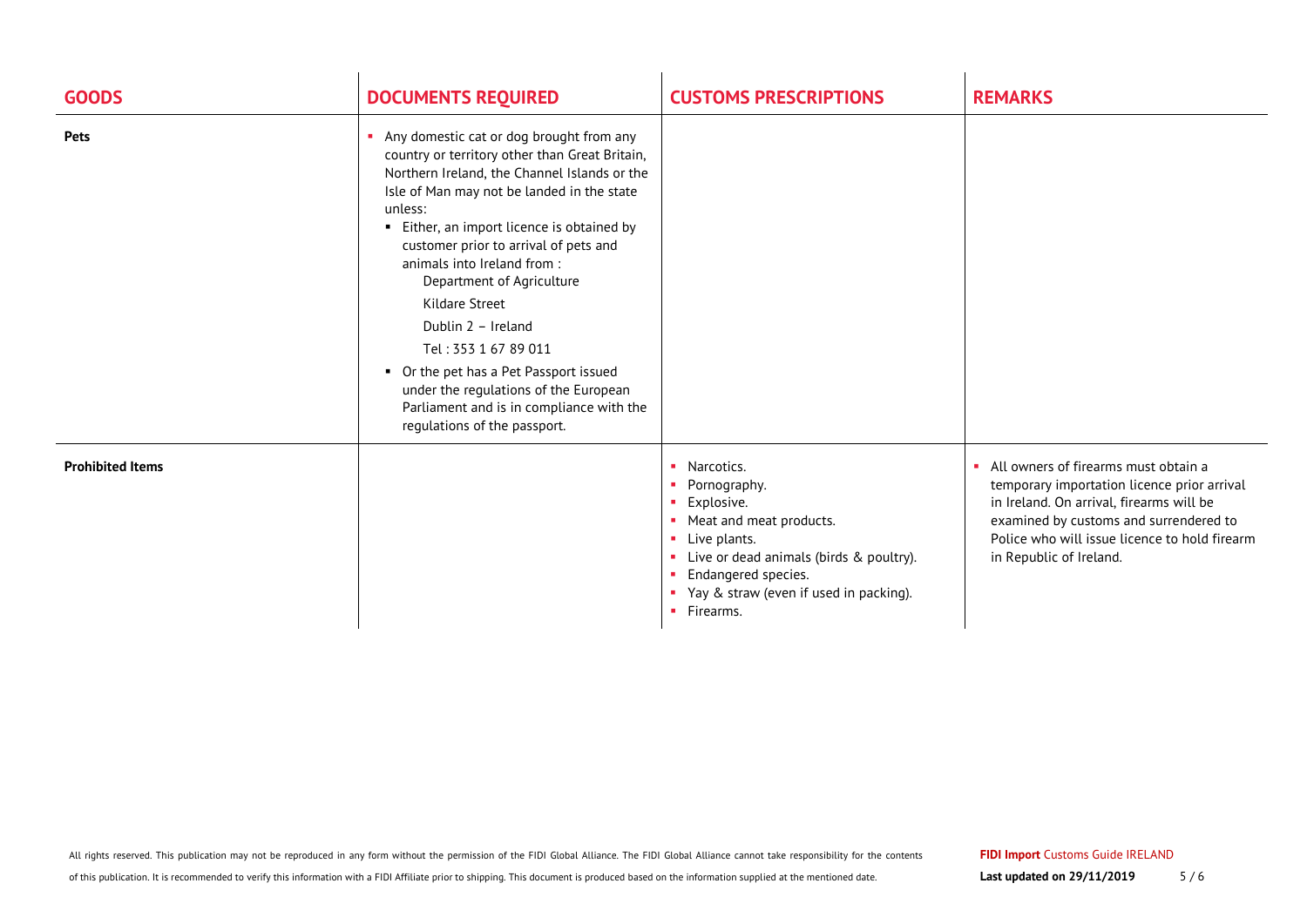| GOODS | DOCUMENTS REQUIRED | CUSTOMS PRESCRIPTIONS | REMARKS |
|---|---|---|---|
| **Pets** | ▪ Any domestic cat or dog brought from any country or territory other than Great Britain, Northern Ireland, the Channel Islands or the Isle of Man may not be landed in the state unless:<br>▪ Either, an import licence is obtained by customer prior to arrival of pets and animals into Ireland from :<br>Department of Agriculture<br>Kildare Street<br>Dublin 2 – Ireland<br>Tel : 353 1 67 89 011<br>▪ Or the pet has a Pet Passport issued under the regulations of the European Parliament and is in compliance with the regulations of the passport. | | |
| **Prohibited Items** | | ▪ Narcotics.<br>▪ Pornography.<br>▪ Explosive.<br>▪ Meat and meat products.<br>▪ Live plants.<br>▪ Live or dead animals (birds & poultry).<br>▪ Endangered species.<br>▪ Yay & straw (even if used in packing).<br>▪ Firearms. | ▪ All owners of firearms must obtain a temporary importation licence prior arrival in Ireland. On arrival, firearms will be examined by customs and surrendered to Police who will issue licence to hold firearm in Republic of Ireland. |

All rights reserved. This publication may not be reproduced in any form without the permission of the FIDI Global Alliance. The FIDI Global Alliance cannot take responsibility for the contents of this publication. It is recommended to verify this information with a FIDI Affiliate prior to shipping. This document is produced based on the information supplied at the mentioned date.

**FIDI Import** Customs Guide IRELAND

**Last updated on 29/11/2019**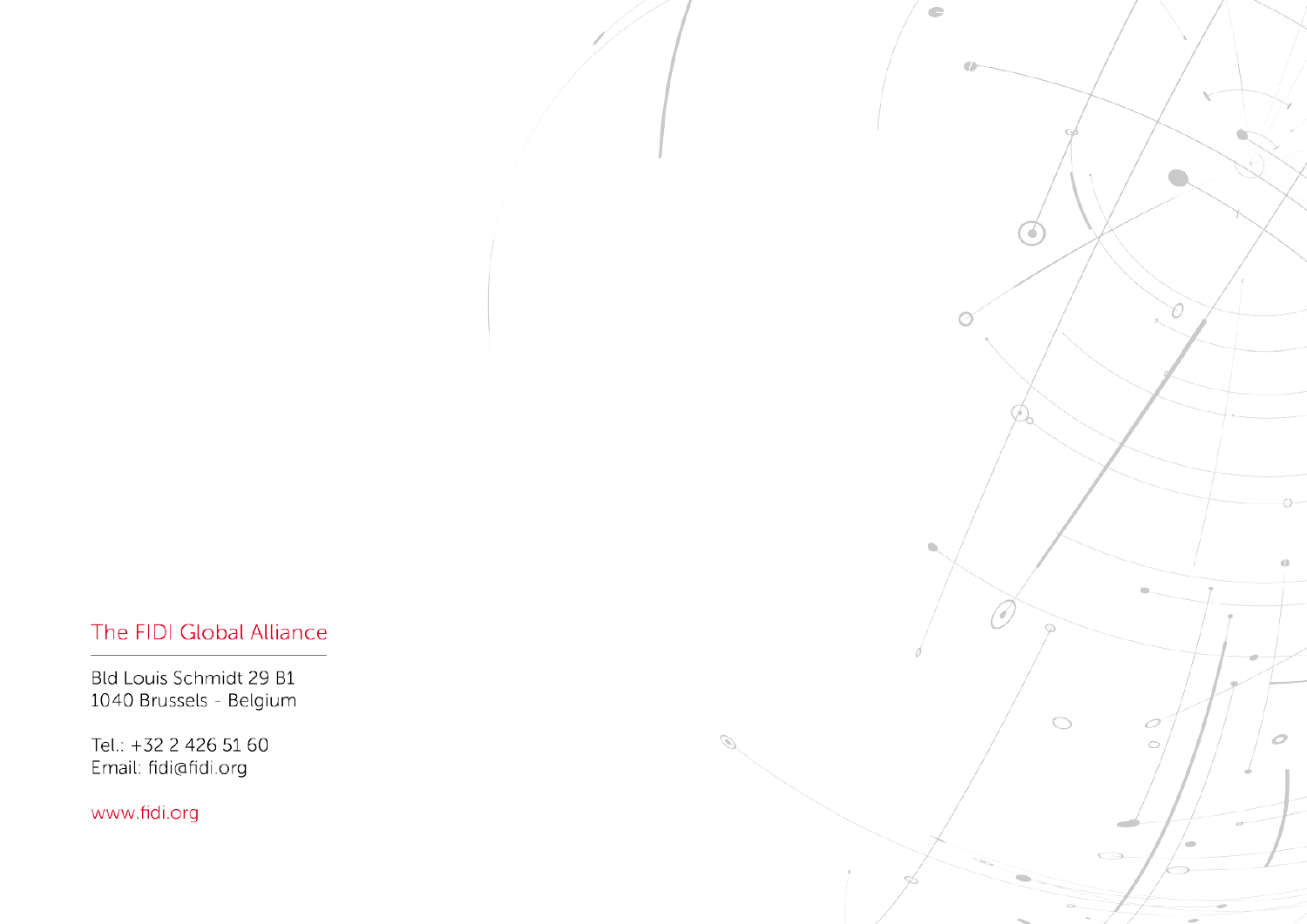The FIDI Global Alliance

Bld Louis Schmidt 29 B1
1040 Brussels - Belgium

Tel.: +32 2 426 51 60
Email: fidi@fidi.org

www.fidi.org